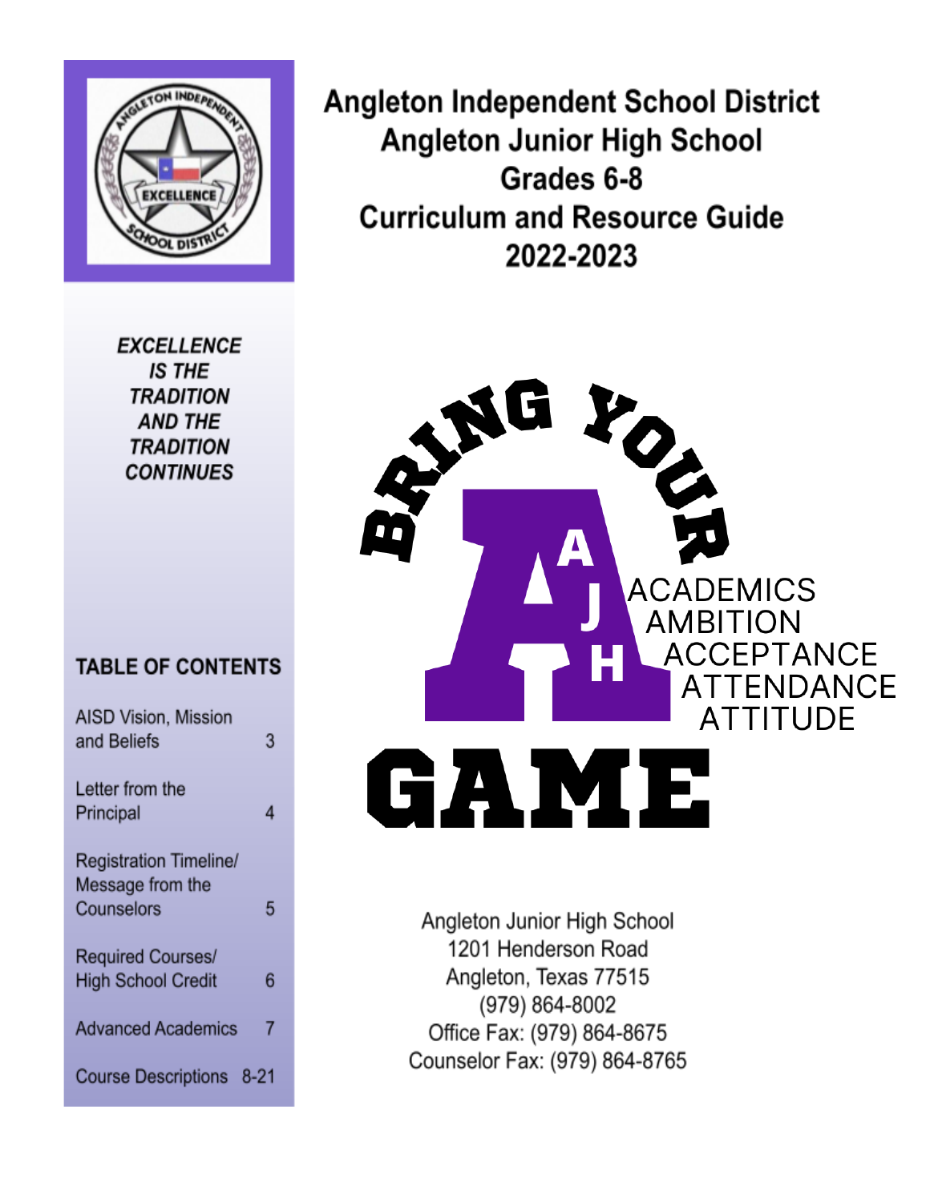# Angleton Independent School District
# Angleton Junior High School
# Grades 6-8
# Curriculum and Resource Guide
# 2022-2023

***EXCELLENCE IS THE TRADITION AND THE TRADITION CONTINUES***

BRING YOUR A GAME

ACADEMICS
AMBITION
ACCEPTANCE
ATTENDANCE
ATTITUDE

## TABLE OF CONTENTS

| | |
|---|---|
| AISD Vision, Mission and Beliefs | 3 |
| Letter from the Principal | 4 |
| Registration Timeline/ Message from the Counselors | 5 |
| Required Courses/ High School Credit | 6 |
| Advanced Academics | 7 |
| Course Descriptions | 8-21 |

Angleton Junior High School
1201 Henderson Road
Angleton, Texas 77515
(979) 864-8002
Office Fax: (979) 864-8675
Counselor Fax: (979) 864-8765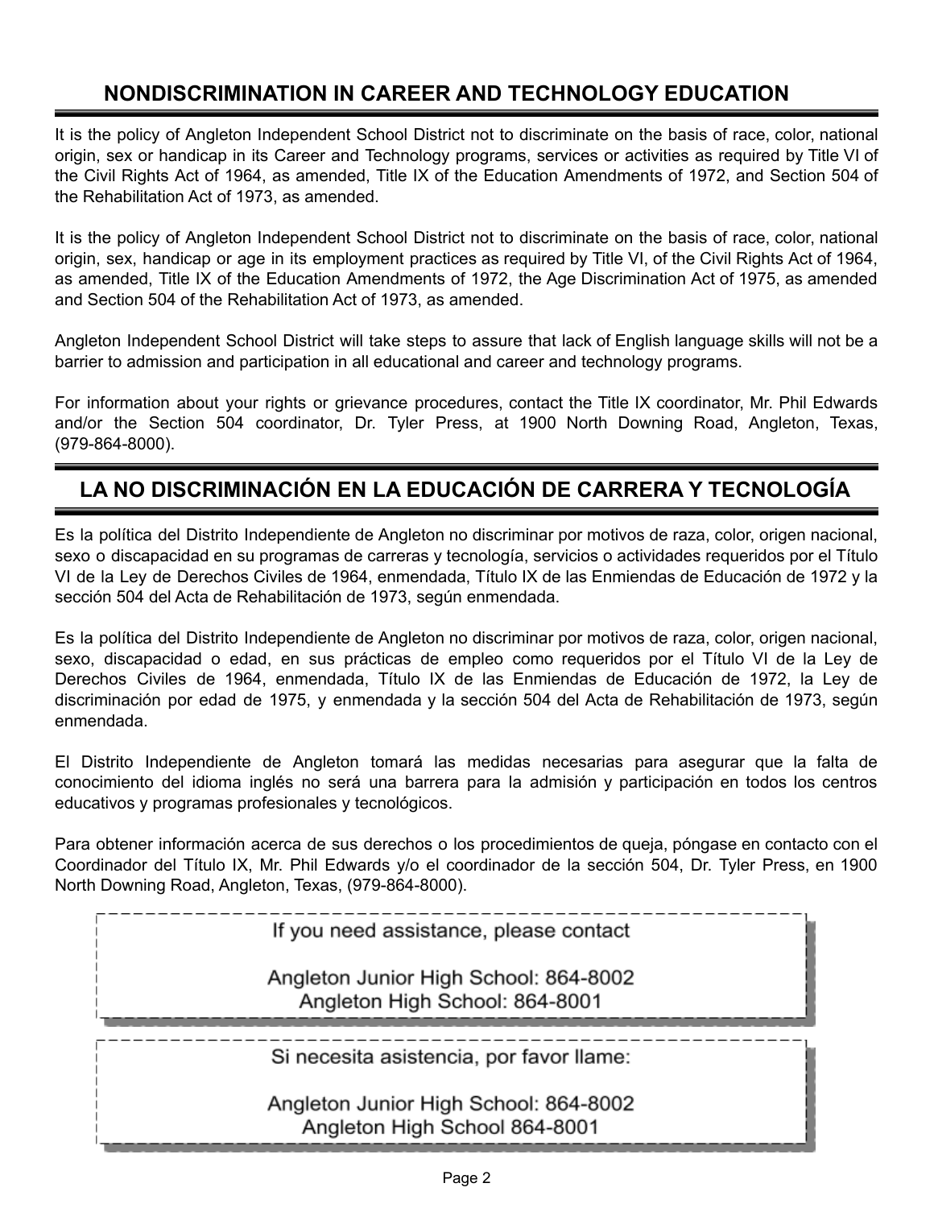## NONDISCRIMINATION IN CAREER AND TECHNOLOGY EDUCATION

It is the policy of Angleton Independent School District not to discriminate on the basis of race, color, national origin, sex or handicap in its Career and Technology programs, services or activities as required by Title VI of the Civil Rights Act of 1964, as amended, Title IX of the Education Amendments of 1972, and Section 504 of the Rehabilitation Act of 1973, as amended.

It is the policy of Angleton Independent School District not to discriminate on the basis of race, color, national origin, sex, handicap or age in its employment practices as required by Title VI, of the Civil Rights Act of 1964, as amended, Title IX of the Education Amendments of 1972, the Age Discrimination Act of 1975, as amended and Section 504 of the Rehabilitation Act of 1973, as amended.

Angleton Independent School District will take steps to assure that lack of English language skills will not be a barrier to admission and participation in all educational and career and technology programs.

For information about your rights or grievance procedures, contact the Title IX coordinator, Mr. Phil Edwards and/or the Section 504 coordinator, Dr. Tyler Press, at 1900 North Downing Road, Angleton, Texas, (979-864-8000).

## LA NO DISCRIMINACIÓN EN LA EDUCACIÓN DE CARRERA Y TECNOLOGÍA

Es la política del Distrito Independiente de Angleton no discriminar por motivos de raza, color, origen nacional, sexo o discapacidad en su programas de carreras y tecnología, servicios o actividades requeridos por el Título VI de la Ley de Derechos Civiles de 1964, enmendada, Título IX de las Enmiendas de Educación de 1972 y la sección 504 del Acta de Rehabilitación de 1973, según enmendada.

Es la política del Distrito Independiente de Angleton no discriminar por motivos de raza, color, origen nacional, sexo, discapacidad o edad, en sus prácticas de empleo como requeridos por el Título VI de la Ley de Derechos Civiles de 1964, enmendada, Título IX de las Enmiendas de Educación de 1972, la Ley de discriminación por edad de 1975, y enmendada y la sección 504 del Acta de Rehabilitación de 1973, según enmendada.

El Distrito Independiente de Angleton tomará las medidas necesarias para asegurar que la falta de conocimiento del idioma inglés no será una barrera para la admisión y participación en todos los centros educativos y programas profesionales y tecnológicos.

Para obtener información acerca de sus derechos o los procedimientos de queja, póngase en contacto con el Coordinador del Título IX, Mr. Phil Edwards y/o el coordinador de la sección 504, Dr. Tyler Press, en 1900 North Downing Road, Angleton, Texas, (979-864-8000).

If you need assistance, please contact

Angleton Junior High School: 864-8002
Angleton High School: 864-8001

Si necesita asistencia, por favor llame:

Angleton Junior High School: 864-8002
Angleton High School 864-8001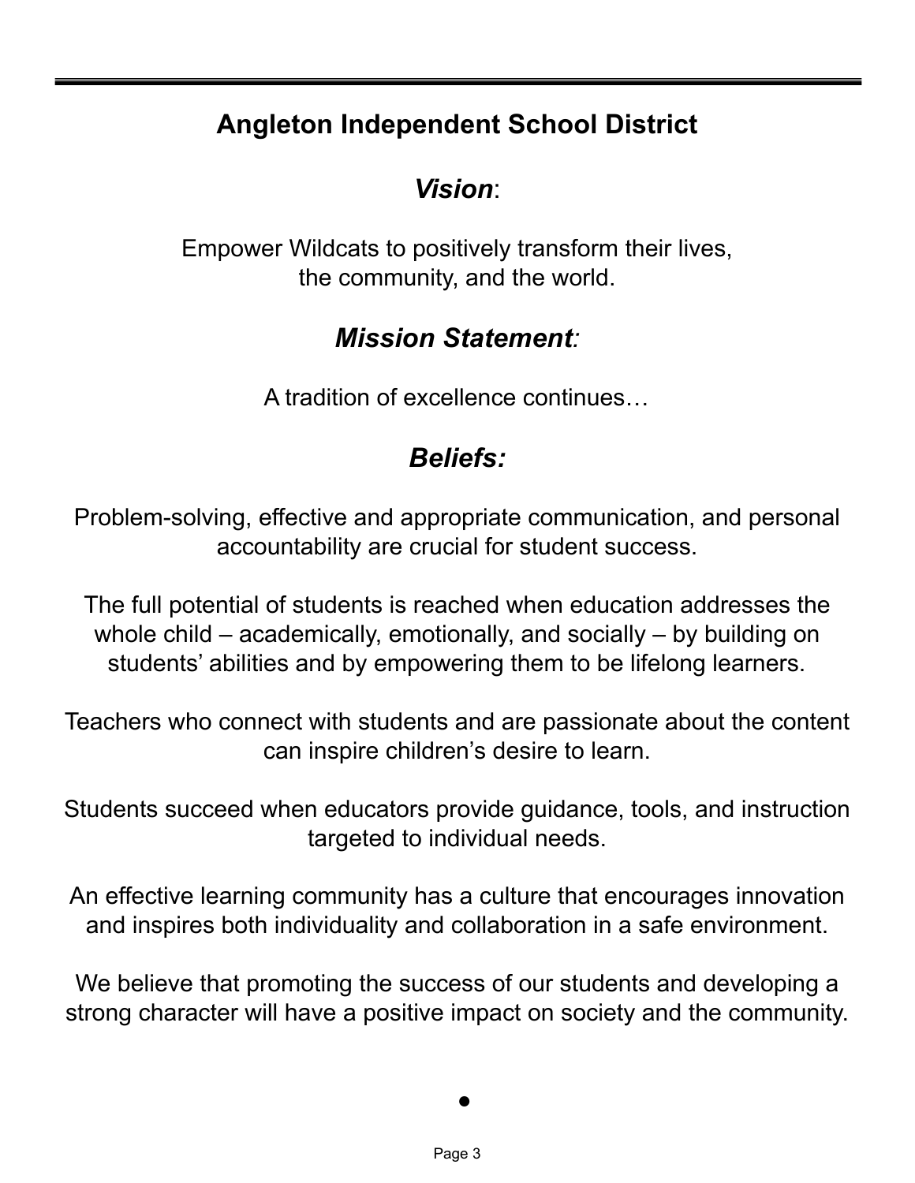# Angleton Independent School District

## *Vision*:

Empower Wildcats to positively transform their lives,
the community, and the world.

## *Mission Statement:*

A tradition of excellence continues…

## *Beliefs:*

Problem-solving, effective and appropriate communication, and personal accountability are crucial for student success.

The full potential of students is reached when education addresses the whole child – academically, emotionally, and socially – by building on students' abilities and by empowering them to be lifelong learners.

Teachers who connect with students and are passionate about the content can inspire children's desire to learn.

Students succeed when educators provide guidance, tools, and instruction targeted to individual needs.

An effective learning community has a culture that encourages innovation and inspires both individuality and collaboration in a safe environment.

We believe that promoting the success of our students and developing a strong character will have a positive impact on society and the community.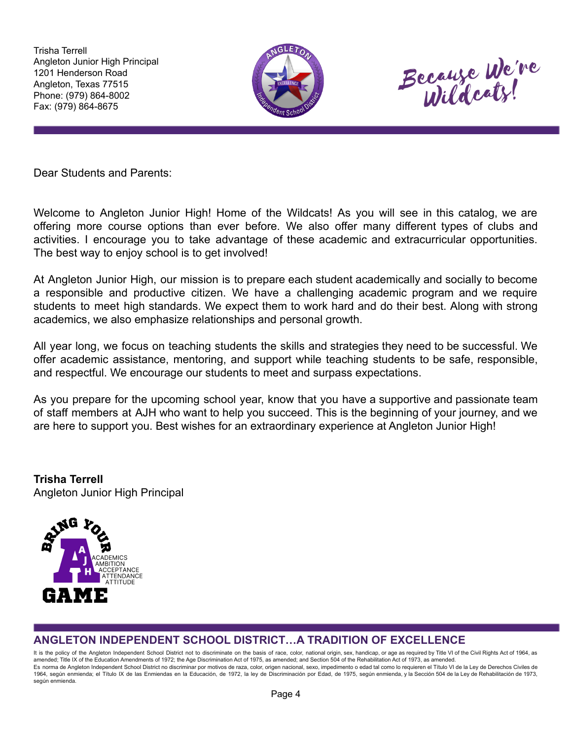Trisha Terrell
Angleton Junior High Principal
1201 Henderson Road
Angleton, Texas 77515
Phone: (979) 864-8002
Fax: (979) 864-8675

Because We're Wildcats!

Dear Students and Parents:

Welcome to Angleton Junior High! Home of the Wildcats! As you will see in this catalog, we are offering more course options than ever before. We also offer many different types of clubs and activities. I encourage you to take advantage of these academic and extracurricular opportunities. The best way to enjoy school is to get involved!

At Angleton Junior High, our mission is to prepare each student academically and socially to become a responsible and productive citizen. We have a challenging academic program and we require students to meet high standards. We expect them to work hard and do their best. Along with strong academics, we also emphasize relationships and personal growth.

All year long, we focus on teaching students the skills and strategies they need to be successful. We offer academic assistance, mentoring, and support while teaching students to be safe, responsible, and respectful. We encourage our students to meet and surpass expectations.

As you prepare for the upcoming school year, know that you have a supportive and passionate team of staff members at AJH who want to help you succeed. This is the beginning of your journey, and we are here to support you. Best wishes for an extraordinary experience at Angleton Junior High!

**Trisha Terrell**
Angleton Junior High Principal

BRING YOUR AJH GAME
ACADEMICS
AMBITION
ACCEPTANCE
ATTENDANCE
ATTITUDE

## ANGLETON INDEPENDENT SCHOOL DISTRICT…A TRADITION OF EXCELLENCE

It is the policy of the Angleton Independent School District not to discriminate on the basis of race, color, national origin, sex, handicap, or age as required by Title VI of the Civil Rights Act of 1964, as amended; Title IX of the Education Amendments of 1972; the Age Discrimination Act of 1975, as amended; and Section 504 of the Rehabilitation Act of 1973, as amended.
Es norma de Angleton Independent School District no discriminar por motivos de raza, color, origen nacional, sexo, impedimento o edad tal como lo requieren el Título VI de la Ley de Derechos Civiles de 1964, según enmienda; el Título IX de las Enmiendas en la Educación, de 1972, la ley de Discriminación por Edad, de 1975, según enmienda, y la Sección 504 de la Ley de Rehabilitación de 1973, según enmienda.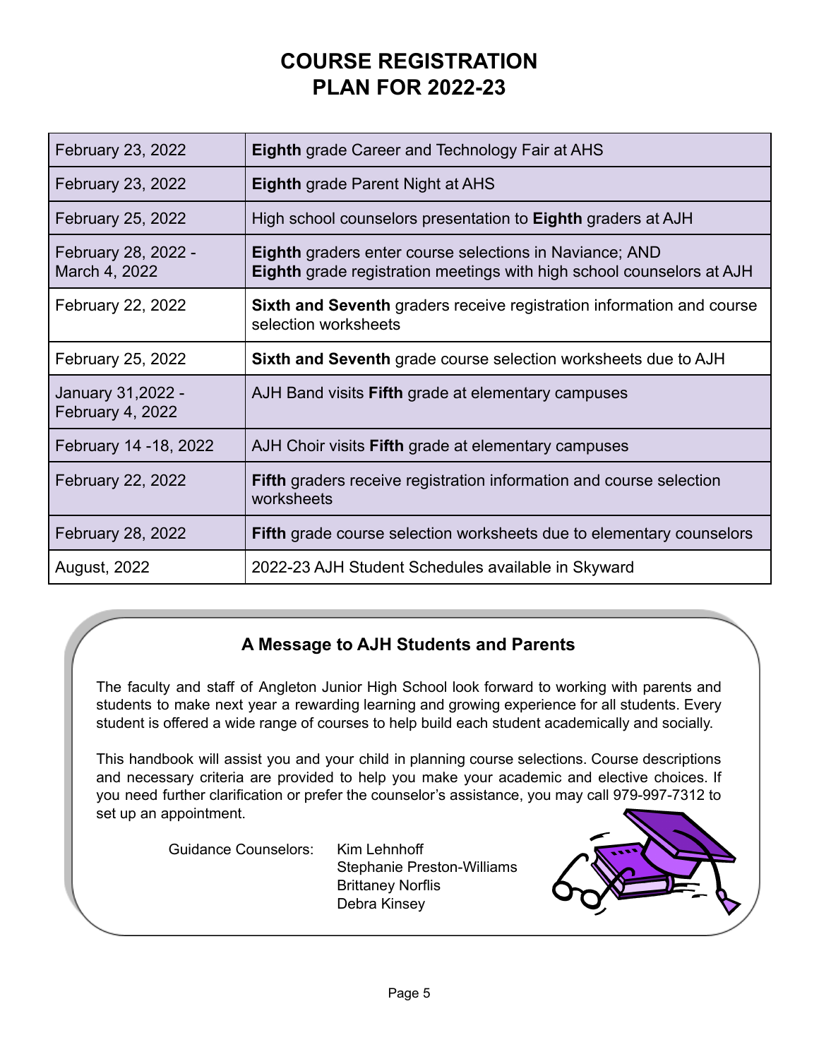# COURSE REGISTRATION PLAN FOR 2022-23

| | |
|---|---|
| February 23, 2022 | **Eighth** grade Career and Technology Fair at AHS |
| February 23, 2022 | **Eighth** grade Parent Night at AHS |
| February 25, 2022 | High school counselors presentation to **Eighth** graders at AJH |
| February 28, 2022 - March 4, 2022 | **Eighth** graders enter course selections in Naviance; AND **Eighth** grade registration meetings with high school counselors at AJH |
| February 22, 2022 | **Sixth and Seventh** graders receive registration information and course selection worksheets |
| February 25, 2022 | **Sixth and Seventh** grade course selection worksheets due to AJH |
| January 31,2022 - February 4, 2022 | AJH Band visits **Fifth** grade at elementary campuses |
| February 14 -18, 2022 | AJH Choir visits **Fifth** grade at elementary campuses |
| February 22, 2022 | **Fifth** graders receive registration information and course selection worksheets |
| February 28, 2022 | **Fifth** grade course selection worksheets due to elementary counselors |
| August, 2022 | 2022-23 AJH Student Schedules available in Skyward |

### A Message to AJH Students and Parents

The faculty and staff of Angleton Junior High School look forward to working with parents and students to make next year a rewarding learning and growing experience for all students. Every student is offered a wide range of courses to help build each student academically and socially.

This handbook will assist you and your child in planning course selections. Course descriptions and necessary criteria are provided to help you make your academic and elective choices. If you need further clarification or prefer the counselor's assistance, you may call 979-997-7312 to set up an appointment.

Guidance Counselors:
- Kim Lehnhoff
- Stephanie Preston-Williams
- Brittaney Norflis
- Debra Kinsey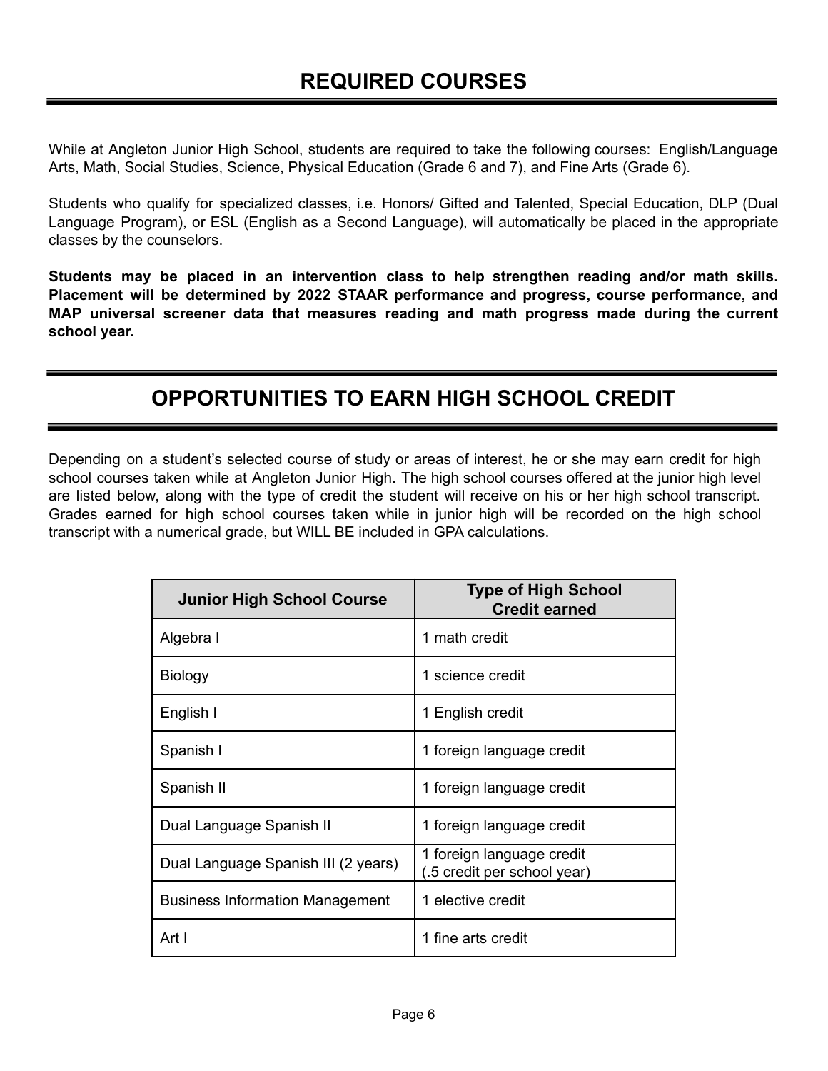# REQUIRED COURSES

While at Angleton Junior High School, students are required to take the following courses: English/Language Arts, Math, Social Studies, Science, Physical Education (Grade 6 and 7), and Fine Arts (Grade 6).

Students who qualify for specialized classes, i.e. Honors/ Gifted and Talented, Special Education, DLP (Dual Language Program), or ESL (English as a Second Language), will automatically be placed in the appropriate classes by the counselors.

**Students may be placed in an intervention class to help strengthen reading and/or math skills. Placement will be determined by 2022 STAAR performance and progress, course performance, and MAP universal screener data that measures reading and math progress made during the current school year.**

# OPPORTUNITIES TO EARN HIGH SCHOOL CREDIT

Depending on a student's selected course of study or areas of interest, he or she may earn credit for high school courses taken while at Angleton Junior High. The high school courses offered at the junior high level are listed below, along with the type of credit the student will receive on his or her high school transcript. Grades earned for high school courses taken while in junior high will be recorded on the high school transcript with a numerical grade, but WILL BE included in GPA calculations.

| Junior High School Course | Type of High School Credit earned |
|---|---|
| Algebra I | 1 math credit |
| Biology | 1 science credit |
| English I | 1 English credit |
| Spanish I | 1 foreign language credit |
| Spanish II | 1 foreign language credit |
| Dual Language Spanish II | 1 foreign language credit |
| Dual Language Spanish III (2 years) | 1 foreign language credit (.5 credit per school year) |
| Business Information Management | 1 elective credit |
| Art I | 1 fine arts credit |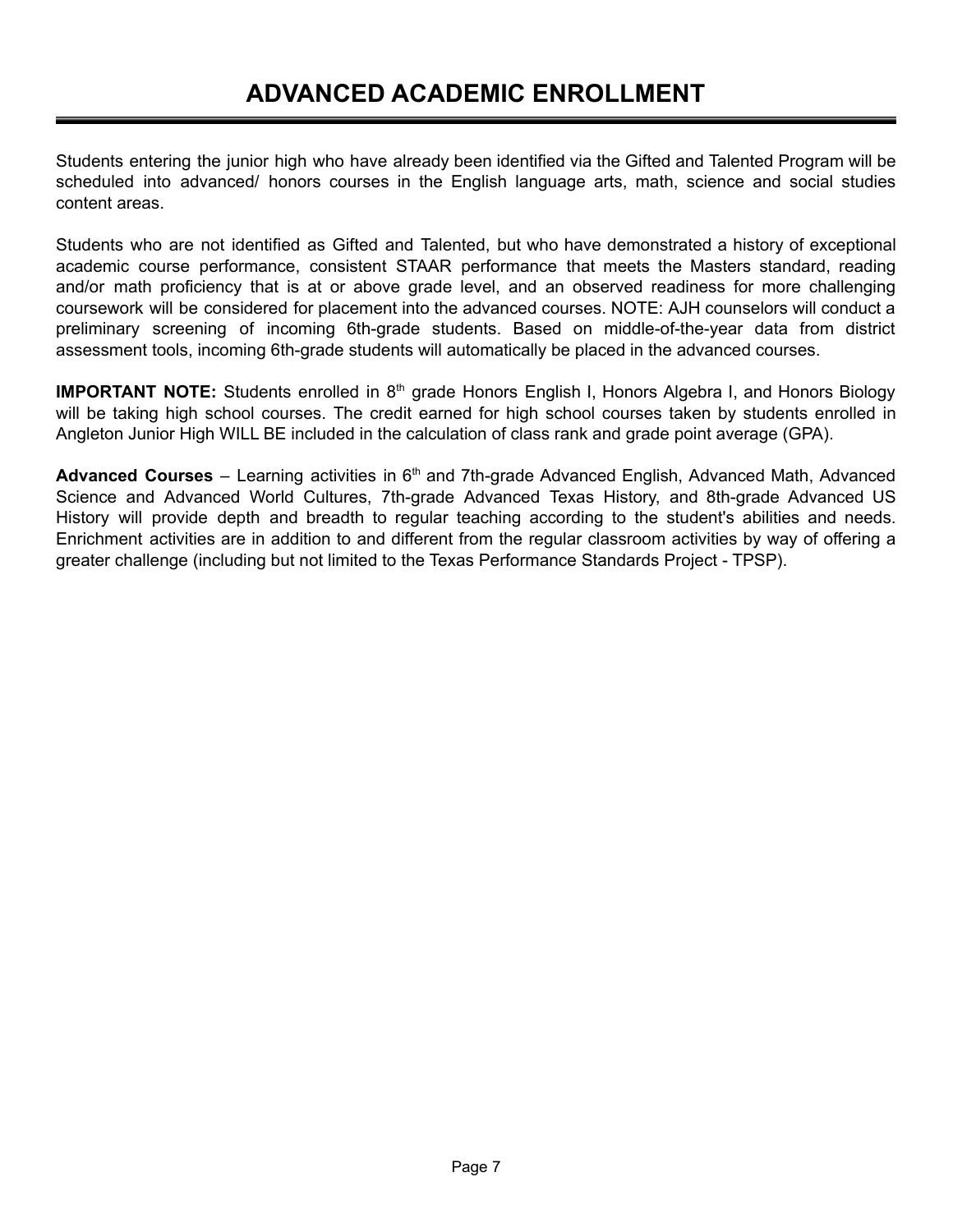# ADVANCED ACADEMIC ENROLLMENT

Students entering the junior high who have already been identified via the Gifted and Talented Program will be scheduled into advanced/ honors courses in the English language arts, math, science and social studies content areas.

Students who are not identified as Gifted and Talented, but who have demonstrated a history of exceptional academic course performance, consistent STAAR performance that meets the Masters standard, reading and/or math proficiency that is at or above grade level, and an observed readiness for more challenging coursework will be considered for placement into the advanced courses. NOTE: AJH counselors will conduct a preliminary screening of incoming 6th-grade students. Based on middle-of-the-year data from district assessment tools, incoming 6th-grade students will automatically be placed in the advanced courses.

**IMPORTANT NOTE:** Students enrolled in 8th grade Honors English I, Honors Algebra I, and Honors Biology will be taking high school courses. The credit earned for high school courses taken by students enrolled in Angleton Junior High WILL BE included in the calculation of class rank and grade point average (GPA).

**Advanced Courses** – Learning activities in 6th and 7th-grade Advanced English, Advanced Math, Advanced Science and Advanced World Cultures, 7th-grade Advanced Texas History, and 8th-grade Advanced US History will provide depth and breadth to regular teaching according to the student's abilities and needs. Enrichment activities are in addition to and different from the regular classroom activities by way of offering a greater challenge (including but not limited to the Texas Performance Standards Project - TPSP).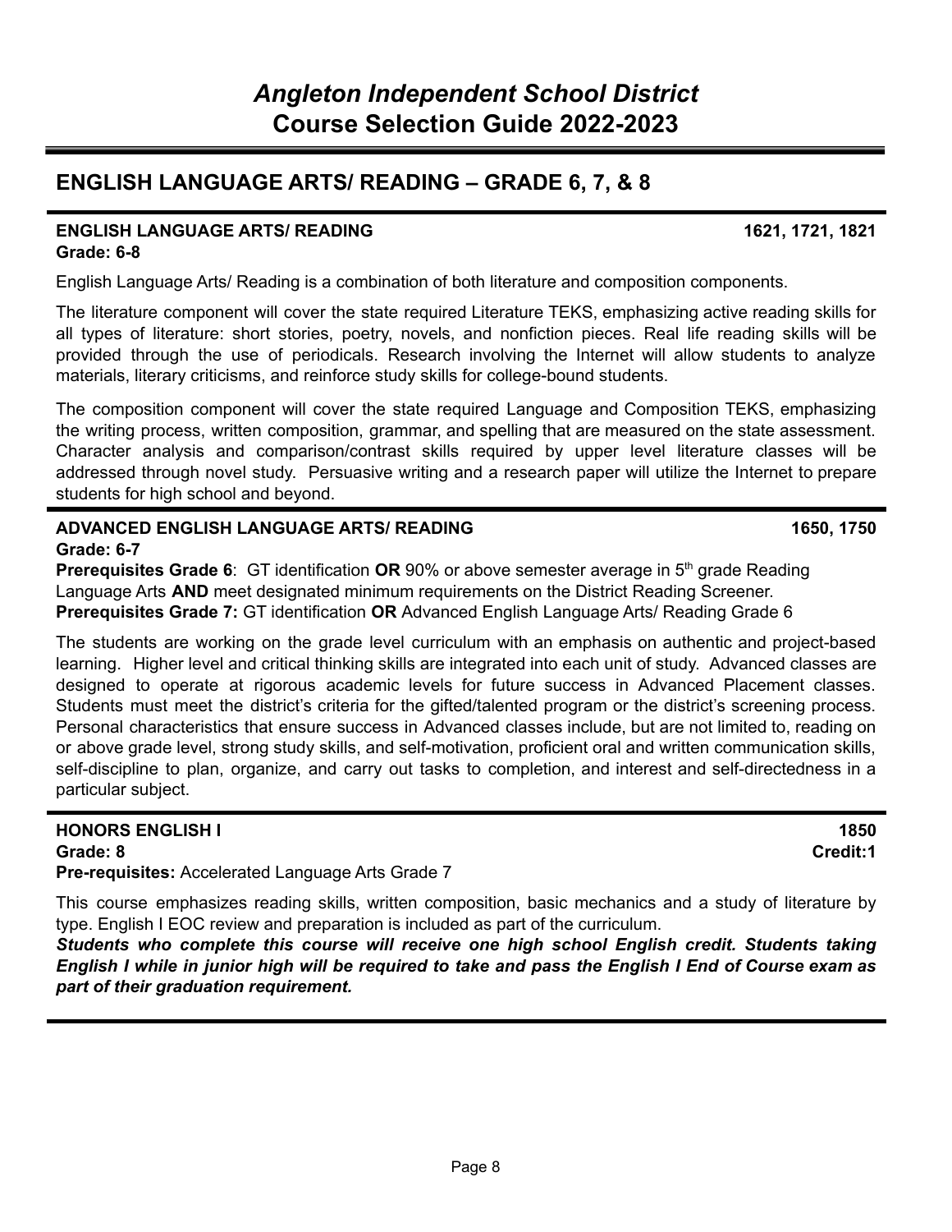# *Angleton Independent School District*
# Course Selection Guide 2022-2023

## ENGLISH LANGUAGE ARTS/ READING – GRADE 6, 7, & 8

### ENGLISH LANGUAGE ARTS/ READING — 1621, 1721, 1821

**Grade: 6-8**

English Language Arts/ Reading is a combination of both literature and composition components.

The literature component will cover the state required Literature TEKS, emphasizing active reading skills for all types of literature: short stories, poetry, novels, and nonfiction pieces. Real life reading skills will be provided through the use of periodicals. Research involving the Internet will allow students to analyze materials, literary criticisms, and reinforce study skills for college-bound students.

The composition component will cover the state required Language and Composition TEKS, emphasizing the writing process, written composition, grammar, and spelling that are measured on the state assessment. Character analysis and comparison/contrast skills required by upper level literature classes will be addressed through novel study. Persuasive writing and a research paper will utilize the Internet to prepare students for high school and beyond.

### ADVANCED ENGLISH LANGUAGE ARTS/ READING — 1650, 1750

**Grade: 6-7**

**Prerequisites Grade 6**: GT identification **OR** 90% or above semester average in 5th grade Reading Language Arts **AND** meet designated minimum requirements on the District Reading Screener.

**Prerequisites Grade 7:** GT identification **OR** Advanced English Language Arts/ Reading Grade 6

The students are working on the grade level curriculum with an emphasis on authentic and project-based learning. Higher level and critical thinking skills are integrated into each unit of study. Advanced classes are designed to operate at rigorous academic levels for future success in Advanced Placement classes. Students must meet the district's criteria for the gifted/talented program or the district's screening process. Personal characteristics that ensure success in Advanced classes include, but are not limited to, reading on or above grade level, strong study skills, and self-motivation, proficient oral and written communication skills, self-discipline to plan, organize, and carry out tasks to completion, and interest and self-directedness in a particular subject.

### HONORS ENGLISH I — 1850

**Grade: 8** — **Credit:1**

**Pre-requisites:** Accelerated Language Arts Grade 7

This course emphasizes reading skills, written composition, basic mechanics and a study of literature by type. English I EOC review and preparation is included as part of the curriculum.

***Students who complete this course will receive one high school English credit. Students taking English I while in junior high will be required to take and pass the English I End of Course exam as part of their graduation requirement.***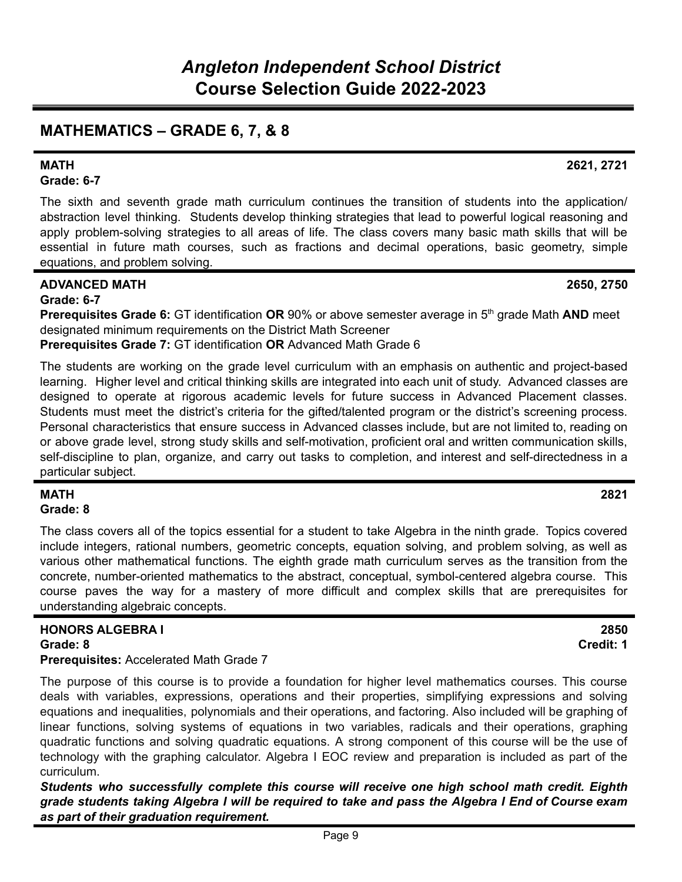## MATHEMATICS – GRADE 6, 7, & 8

**MATH** **2621, 2721**
**Grade: 6-7**

The sixth and seventh grade math curriculum continues the transition of students into the application/ abstraction level thinking. Students develop thinking strategies that lead to powerful logical reasoning and apply problem-solving strategies to all areas of life. The class covers many basic math skills that will be essential in future math courses, such as fractions and decimal operations, basic geometry, simple equations, and problem solving.

**ADVANCED MATH** **2650, 2750**
**Grade: 6-7**
**Prerequisites Grade 6:** GT identification **OR** 90% or above semester average in 5th grade Math **AND** meet designated minimum requirements on the District Math Screener
**Prerequisites Grade 7:** GT identification **OR** Advanced Math Grade 6

The students are working on the grade level curriculum with an emphasis on authentic and project-based learning. Higher level and critical thinking skills are integrated into each unit of study. Advanced classes are designed to operate at rigorous academic levels for future success in Advanced Placement classes. Students must meet the district's criteria for the gifted/talented program or the district's screening process. Personal characteristics that ensure success in Advanced classes include, but are not limited to, reading on or above grade level, strong study skills and self-motivation, proficient oral and written communication skills, self-discipline to plan, organize, and carry out tasks to completion, and interest and self-directedness in a particular subject.

**MATH** **2821**
**Grade: 8**

The class covers all of the topics essential for a student to take Algebra in the ninth grade. Topics covered include integers, rational numbers, geometric concepts, equation solving, and problem solving, as well as various other mathematical functions. The eighth grade math curriculum serves as the transition from the concrete, number-oriented mathematics to the abstract, conceptual, symbol-centered algebra course. This course paves the way for a mastery of more difficult and complex skills that are prerequisites for understanding algebraic concepts.

**HONORS ALGEBRA I** **2850**
**Grade: 8** **Credit: 1**
**Prerequisites:** Accelerated Math Grade 7

The purpose of this course is to provide a foundation for higher level mathematics courses. This course deals with variables, expressions, operations and their properties, simplifying expressions and solving equations and inequalities, polynomials and their operations, and factoring. Also included will be graphing of linear functions, solving systems of equations in two variables, radicals and their operations, graphing quadratic functions and solving quadratic equations. A strong component of this course will be the use of technology with the graphing calculator. Algebra I EOC review and preparation is included as part of the curriculum.

***Students who successfully complete this course will receive one high school math credit. Eighth grade students taking Algebra I will be required to take and pass the Algebra I End of Course exam as part of their graduation requirement.***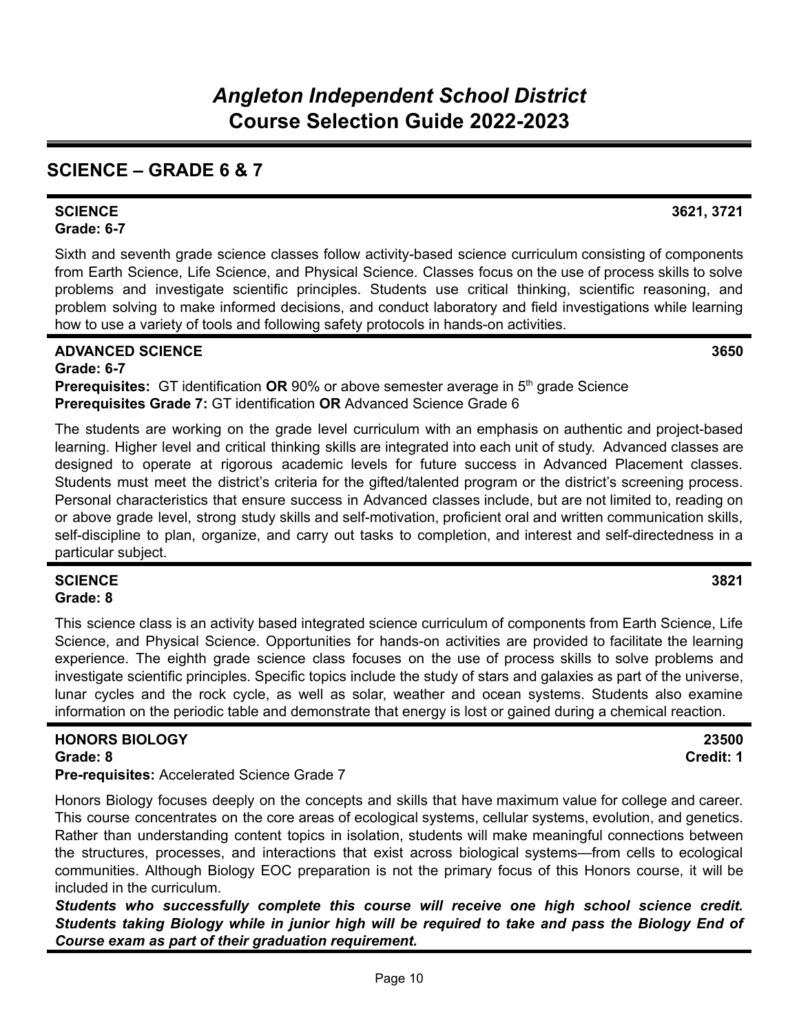# *Angleton Independent School District*
# Course Selection Guide 2022-2023

## SCIENCE – GRADE 6 & 7

**SCIENCE** **3621, 3721**
**Grade: 6-7**

Sixth and seventh grade science classes follow activity-based science curriculum consisting of components from Earth Science, Life Science, and Physical Science. Classes focus on the use of process skills to solve problems and investigate scientific principles. Students use critical thinking, scientific reasoning, and problem solving to make informed decisions, and conduct laboratory and field investigations while learning how to use a variety of tools and following safety protocols in hands-on activities.

**ADVANCED SCIENCE** **3650**
**Grade: 6-7**
**Prerequisites:** GT identification **OR** 90% or above semester average in 5th grade Science
**Prerequisites Grade 7:** GT identification **OR** Advanced Science Grade 6

The students are working on the grade level curriculum with an emphasis on authentic and project-based learning. Higher level and critical thinking skills are integrated into each unit of study. Advanced classes are designed to operate at rigorous academic levels for future success in Advanced Placement classes. Students must meet the district's criteria for the gifted/talented program or the district's screening process. Personal characteristics that ensure success in Advanced classes include, but are not limited to, reading on or above grade level, strong study skills and self-motivation, proficient oral and written communication skills, self-discipline to plan, organize, and carry out tasks to completion, and interest and self-directedness in a particular subject.

**SCIENCE** **3821**
**Grade: 8**

This science class is an activity based integrated science curriculum of components from Earth Science, Life Science, and Physical Science. Opportunities for hands-on activities are provided to facilitate the learning experience. The eighth grade science class focuses on the use of process skills to solve problems and investigate scientific principles. Specific topics include the study of stars and galaxies as part of the universe, lunar cycles and the rock cycle, as well as solar, weather and ocean systems. Students also examine information on the periodic table and demonstrate that energy is lost or gained during a chemical reaction.

**HONORS BIOLOGY** **23500**
**Grade: 8** **Credit: 1**
**Pre-requisites:** Accelerated Science Grade 7

Honors Biology focuses deeply on the concepts and skills that have maximum value for college and career. This course concentrates on the core areas of ecological systems, cellular systems, evolution, and genetics. Rather than understanding content topics in isolation, students will make meaningful connections between the structures, processes, and interactions that exist across biological systems—from cells to ecological communities. Although Biology EOC preparation is not the primary focus of this Honors course, it will be included in the curriculum.

***Students who successfully complete this course will receive one high school science credit. Students taking Biology while in junior high will be required to take and pass the Biology End of Course exam as part of their graduation requirement.***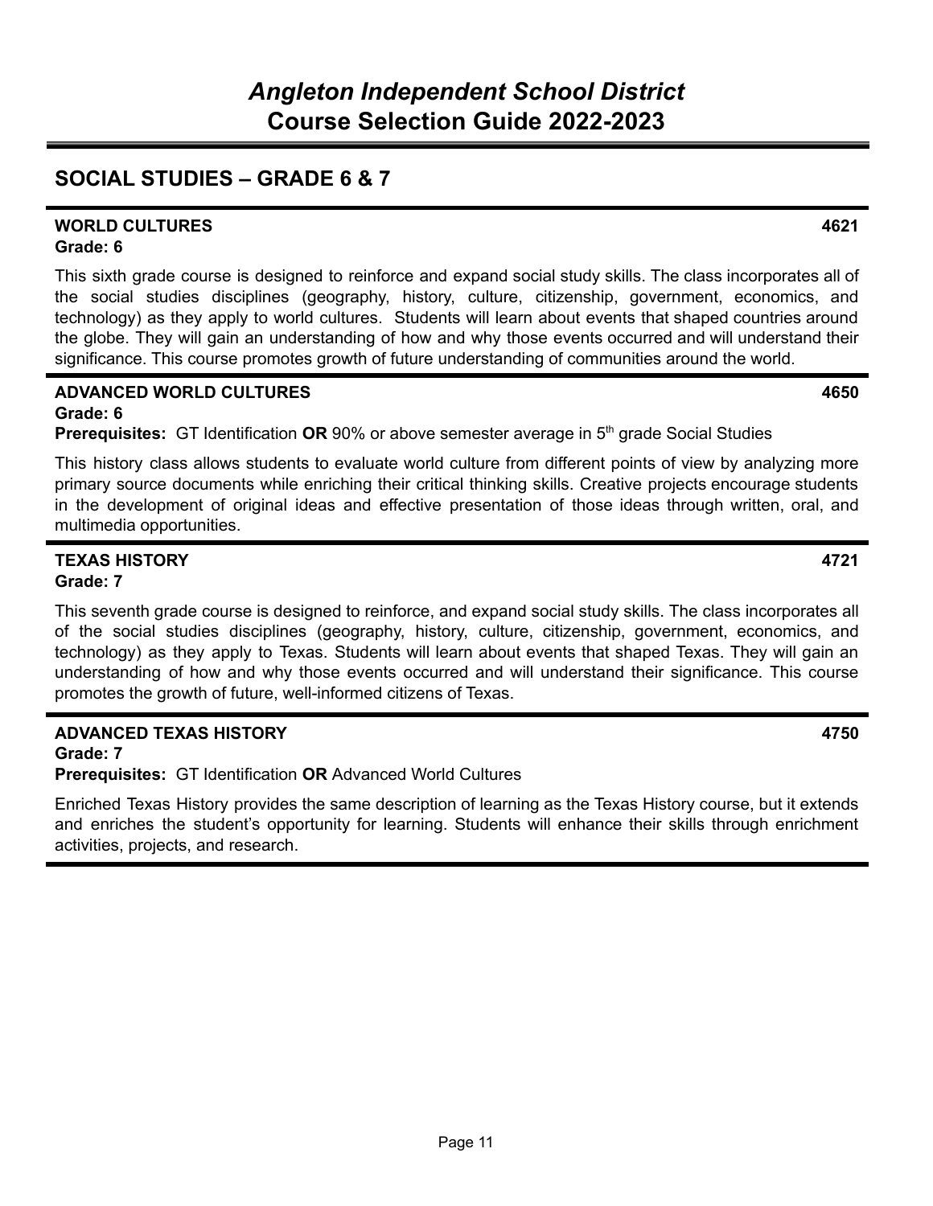# Angleton Independent School District
# Course Selection Guide 2022-2023

## SOCIAL STUDIES – GRADE 6 & 7

### WORLD CULTURES — 4621
**Grade: 6**

This sixth grade course is designed to reinforce and expand social study skills. The class incorporates all of the social studies disciplines (geography, history, culture, citizenship, government, economics, and technology) as they apply to world cultures. Students will learn about events that shaped countries around the globe. They will gain an understanding of how and why those events occurred and will understand their significance. This course promotes growth of future understanding of communities around the world.

### ADVANCED WORLD CULTURES — 4650
**Grade: 6**

**Prerequisites:** GT Identification **OR** 90% or above semester average in 5th grade Social Studies

This history class allows students to evaluate world culture from different points of view by analyzing more primary source documents while enriching their critical thinking skills. Creative projects encourage students in the development of original ideas and effective presentation of those ideas through written, oral, and multimedia opportunities.

### TEXAS HISTORY — 4721
**Grade: 7**

This seventh grade course is designed to reinforce, and expand social study skills. The class incorporates all of the social studies disciplines (geography, history, culture, citizenship, government, economics, and technology) as they apply to Texas. Students will learn about events that shaped Texas. They will gain an understanding of how and why those events occurred and will understand their significance. This course promotes the growth of future, well-informed citizens of Texas.

### ADVANCED TEXAS HISTORY — 4750
**Grade: 7**

**Prerequisites:** GT Identification **OR** Advanced World Cultures

Enriched Texas History provides the same description of learning as the Texas History course, but it extends and enriches the student's opportunity for learning. Students will enhance their skills through enrichment activities, projects, and research.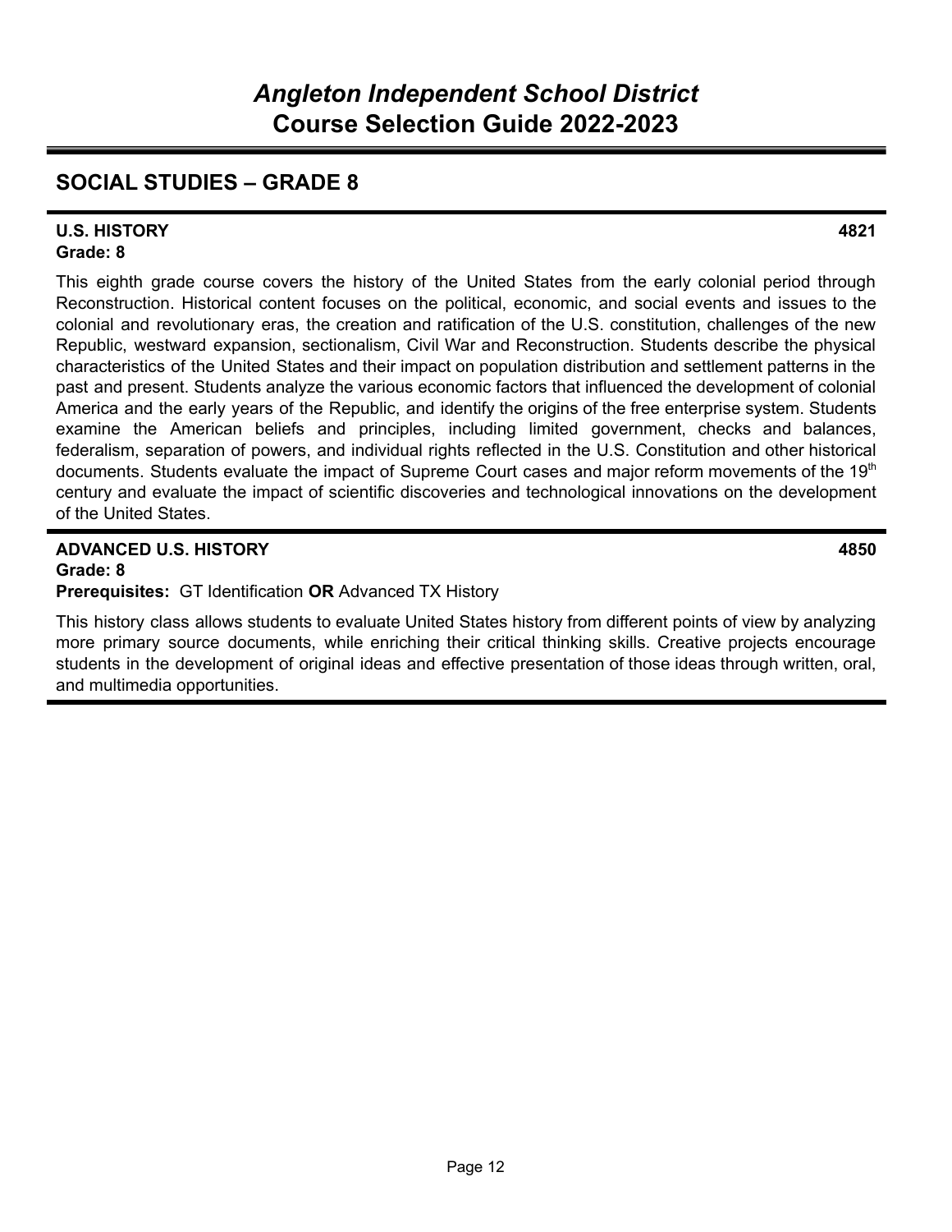# *Angleton Independent School District*
# Course Selection Guide 2022-2023

## SOCIAL STUDIES – GRADE 8

**U.S. HISTORY** **4821**
**Grade: 8**

This eighth grade course covers the history of the United States from the early colonial period through Reconstruction. Historical content focuses on the political, economic, and social events and issues to the colonial and revolutionary eras, the creation and ratification of the U.S. constitution, challenges of the new Republic, westward expansion, sectionalism, Civil War and Reconstruction. Students describe the physical characteristics of the United States and their impact on population distribution and settlement patterns in the past and present. Students analyze the various economic factors that influenced the development of colonial America and the early years of the Republic, and identify the origins of the free enterprise system. Students examine the American beliefs and principles, including limited government, checks and balances, federalism, separation of powers, and individual rights reflected in the U.S. Constitution and other historical documents. Students evaluate the impact of Supreme Court cases and major reform movements of the 19th century and evaluate the impact of scientific discoveries and technological innovations on the development of the United States.

**ADVANCED U.S. HISTORY** **4850**
**Grade: 8**
**Prerequisites:** GT Identification **OR** Advanced TX History

This history class allows students to evaluate United States history from different points of view by analyzing more primary source documents, while enriching their critical thinking skills. Creative projects encourage students in the development of original ideas and effective presentation of those ideas through written, oral, and multimedia opportunities.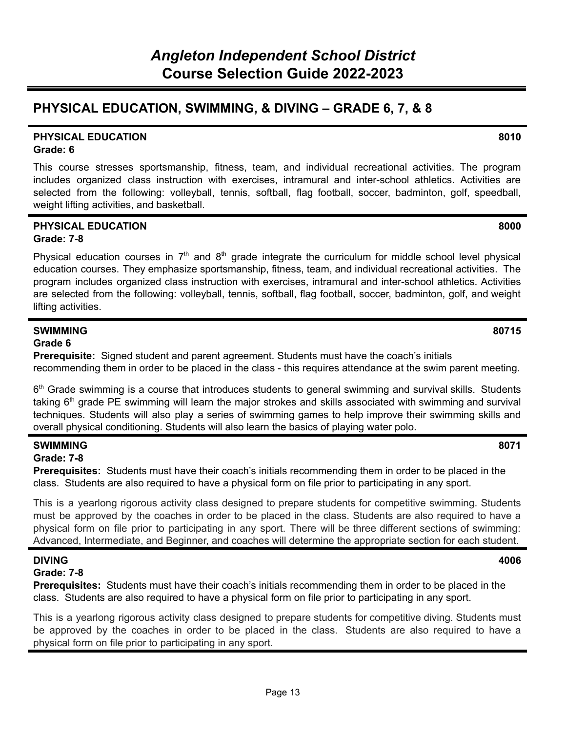# Angleton Independent School District
# Course Selection Guide 2022-2023

## PHYSICAL EDUCATION, SWIMMING, & DIVING – GRADE 6, 7, & 8

### PHYSICAL EDUCATION 8010
**Grade: 6**

This course stresses sportsmanship, fitness, team, and individual recreational activities. The program includes organized class instruction with exercises, intramural and inter-school athletics. Activities are selected from the following: volleyball, tennis, softball, flag football, soccer, badminton, golf, speedball, weight lifting activities, and basketball.

### PHYSICAL EDUCATION 8000
**Grade: 7-8**

Physical education courses in 7th and 8th grade integrate the curriculum for middle school level physical education courses. They emphasize sportsmanship, fitness, team, and individual recreational activities. The program includes organized class instruction with exercises, intramural and inter-school athletics. Activities are selected from the following: volleyball, tennis, softball, flag football, soccer, badminton, golf, and weight lifting activities.

### SWIMMING 80715
**Grade 6**

**Prerequisite:** Signed student and parent agreement. Students must have the coach's initials recommending them in order to be placed in the class - this requires attendance at the swim parent meeting.

6th Grade swimming is a course that introduces students to general swimming and survival skills. Students taking 6th grade PE swimming will learn the major strokes and skills associated with swimming and survival techniques. Students will also play a series of swimming games to help improve their swimming skills and overall physical conditioning. Students will also learn the basics of playing water polo.

### SWIMMING 8071
**Grade: 7-8**

**Prerequisites:** Students must have their coach's initials recommending them in order to be placed in the class. Students are also required to have a physical form on file prior to participating in any sport.

This is a yearlong rigorous activity class designed to prepare students for competitive swimming. Students must be approved by the coaches in order to be placed in the class. Students are also required to have a physical form on file prior to participating in any sport. There will be three different sections of swimming: Advanced, Intermediate, and Beginner, and coaches will determine the appropriate section for each student.

### DIVING 4006
**Grade: 7-8**

**Prerequisites:** Students must have their coach's initials recommending them in order to be placed in the class. Students are also required to have a physical form on file prior to participating in any sport.

This is a yearlong rigorous activity class designed to prepare students for competitive diving. Students must be approved by the coaches in order to be placed in the class. Students are also required to have a physical form on file prior to participating in any sport.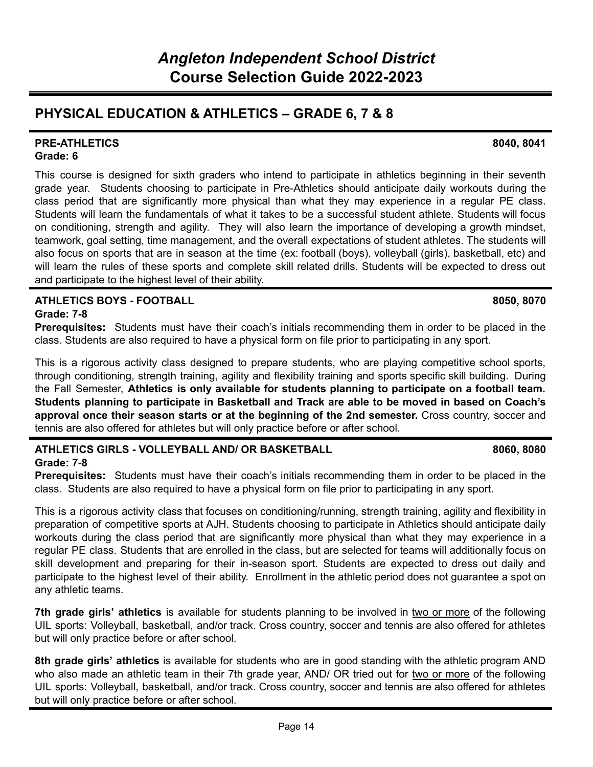# PHYSICAL EDUCATION & ATHLETICS – GRADE 6, 7 & 8

## PRE-ATHLETICS — 8040, 8041

**Grade: 6**

This course is designed for sixth graders who intend to participate in athletics beginning in their seventh grade year. Students choosing to participate in Pre-Athletics should anticipate daily workouts during the class period that are significantly more physical than what they may experience in a regular PE class. Students will learn the fundamentals of what it takes to be a successful student athlete. Students will focus on conditioning, strength and agility. They will also learn the importance of developing a growth mindset, teamwork, goal setting, time management, and the overall expectations of student athletes. The students will also focus on sports that are in season at the time (ex: football (boys), volleyball (girls), basketball, etc) and will learn the rules of these sports and complete skill related drills. Students will be expected to dress out and participate to the highest level of their ability.

## ATHLETICS BOYS - FOOTBALL — 8050, 8070

**Grade: 7-8**

**Prerequisites:** Students must have their coach's initials recommending them in order to be placed in the class. Students are also required to have a physical form on file prior to participating in any sport.

This is a rigorous activity class designed to prepare students, who are playing competitive school sports, through conditioning, strength training, agility and flexibility training and sports specific skill building. During the Fall Semester, **Athletics is only available for students planning to participate on a football team. Students planning to participate in Basketball and Track are able to be moved in based on Coach's approval once their season starts or at the beginning of the 2nd semester.** Cross country, soccer and tennis are also offered for athletes but will only practice before or after school.

## ATHLETICS GIRLS - VOLLEYBALL AND/ OR BASKETBALL — 8060, 8080

**Grade: 7-8**

**Prerequisites:** Students must have their coach's initials recommending them in order to be placed in the class. Students are also required to have a physical form on file prior to participating in any sport.

This is a rigorous activity class that focuses on conditioning/running, strength training, agility and flexibility in preparation of competitive sports at AJH. Students choosing to participate in Athletics should anticipate daily workouts during the class period that are significantly more physical than what they may experience in a regular PE class. Students that are enrolled in the class, but are selected for teams will additionally focus on skill development and preparing for their in-season sport. Students are expected to dress out daily and participate to the highest level of their ability. Enrollment in the athletic period does not guarantee a spot on any athletic teams.

**7th grade girls' athletics** is available for students planning to be involved in two or more of the following UIL sports: Volleyball, basketball, and/or track. Cross country, soccer and tennis are also offered for athletes but will only practice before or after school.

**8th grade girls' athletics** is available for students who are in good standing with the athletic program AND who also made an athletic team in their 7th grade year, AND/ OR tried out for two or more of the following UIL sports: Volleyball, basketball, and/or track. Cross country, soccer and tennis are also offered for athletes but will only practice before or after school.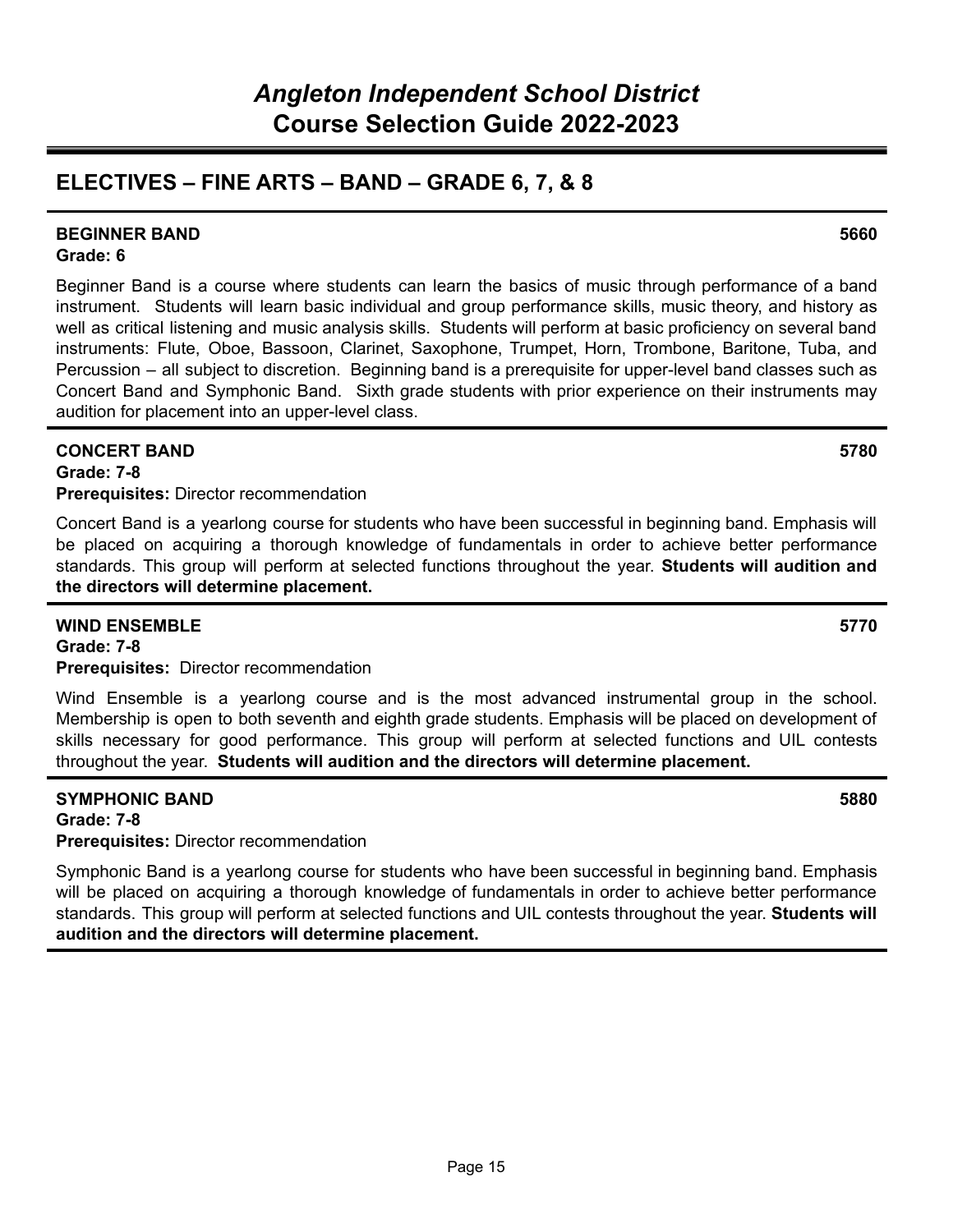## ELECTIVES – FINE ARTS – BAND – GRADE 6, 7, & 8

### BEGINNER BAND 5660

**Grade: 6**

Beginner Band is a course where students can learn the basics of music through performance of a band instrument. Students will learn basic individual and group performance skills, music theory, and history as well as critical listening and music analysis skills. Students will perform at basic proficiency on several band instruments: Flute, Oboe, Bassoon, Clarinet, Saxophone, Trumpet, Horn, Trombone, Baritone, Tuba, and Percussion – all subject to discretion. Beginning band is a prerequisite for upper-level band classes such as Concert Band and Symphonic Band. Sixth grade students with prior experience on their instruments may audition for placement into an upper-level class.

### CONCERT BAND 5780

**Grade: 7-8**

**Prerequisites:** Director recommendation

Concert Band is a yearlong course for students who have been successful in beginning band. Emphasis will be placed on acquiring a thorough knowledge of fundamentals in order to achieve better performance standards. This group will perform at selected functions throughout the year. **Students will audition and the directors will determine placement.**

### WIND ENSEMBLE 5770

**Grade: 7-8**

**Prerequisites:** Director recommendation

Wind Ensemble is a yearlong course and is the most advanced instrumental group in the school. Membership is open to both seventh and eighth grade students. Emphasis will be placed on development of skills necessary for good performance. This group will perform at selected functions and UIL contests throughout the year. **Students will audition and the directors will determine placement.**

### SYMPHONIC BAND 5880

**Grade: 7-8**

**Prerequisites:** Director recommendation

Symphonic Band is a yearlong course for students who have been successful in beginning band. Emphasis will be placed on acquiring a thorough knowledge of fundamentals in order to achieve better performance standards. This group will perform at selected functions and UIL contests throughout the year. **Students will audition and the directors will determine placement.**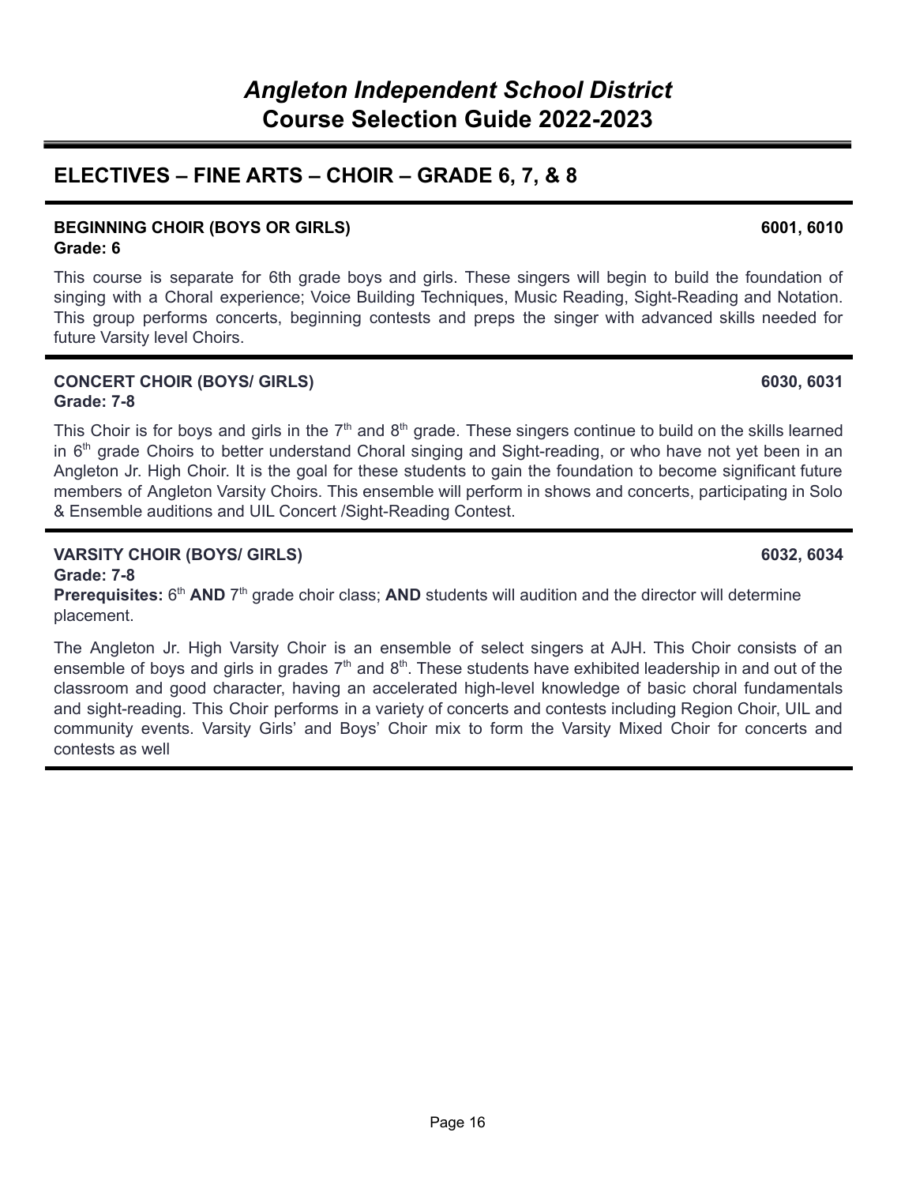## ELECTIVES – FINE ARTS – CHOIR – GRADE 6, 7, & 8

### BEGINNING CHOIR (BOYS OR GIRLS) 6001, 6010

**Grade: 6**

This course is separate for 6th grade boys and girls. These singers will begin to build the foundation of singing with a Choral experience; Voice Building Techniques, Music Reading, Sight-Reading and Notation. This group performs concerts, beginning contests and preps the singer with advanced skills needed for future Varsity level Choirs.

### CONCERT CHOIR (BOYS/ GIRLS) 6030, 6031

**Grade: 7-8**

This Choir is for boys and girls in the 7th and 8th grade. These singers continue to build on the skills learned in 6th grade Choirs to better understand Choral singing and Sight-reading, or who have not yet been in an Angleton Jr. High Choir. It is the goal for these students to gain the foundation to become significant future members of Angleton Varsity Choirs. This ensemble will perform in shows and concerts, participating in Solo & Ensemble auditions and UIL Concert /Sight-Reading Contest.

### VARSITY CHOIR (BOYS/ GIRLS) 6032, 6034

**Grade: 7-8**

**Prerequisites:** 6th **AND** 7th grade choir class; **AND** students will audition and the director will determine placement.

The Angleton Jr. High Varsity Choir is an ensemble of select singers at AJH. This Choir consists of an ensemble of boys and girls in grades 7th and 8th. These students have exhibited leadership in and out of the classroom and good character, having an accelerated high-level knowledge of basic choral fundamentals and sight-reading. This Choir performs in a variety of concerts and contests including Region Choir, UIL and community events. Varsity Girls' and Boys' Choir mix to form the Varsity Mixed Choir for concerts and contests as well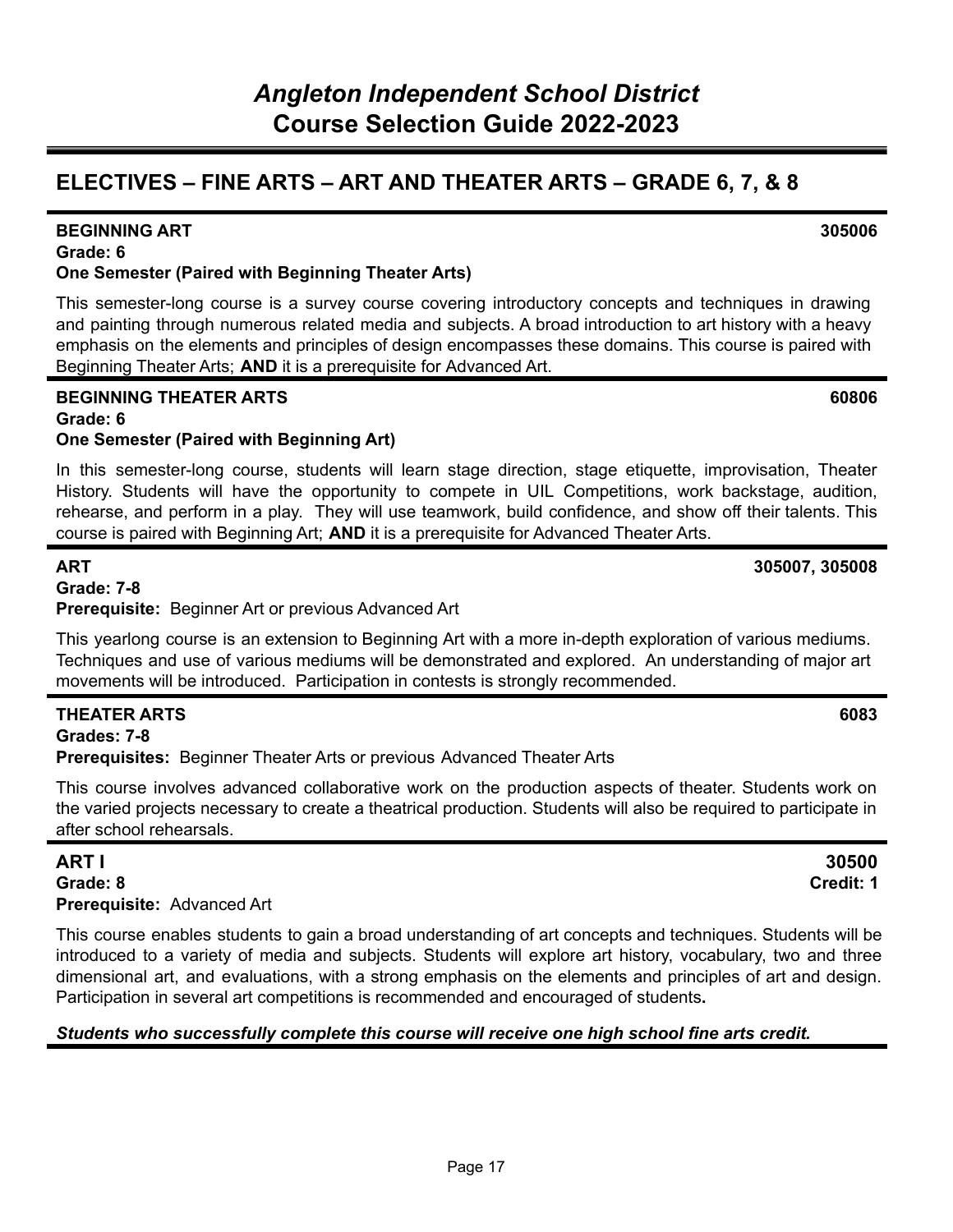# *Angleton Independent School District*
# Course Selection Guide 2022-2023

## ELECTIVES – FINE ARTS – ART AND THEATER ARTS – GRADE 6, 7, & 8

### BEGINNING ART 305006

**Grade: 6**
**One Semester (Paired with Beginning Theater Arts)**

This semester-long course is a survey course covering introductory concepts and techniques in drawing and painting through numerous related media and subjects. A broad introduction to art history with a heavy emphasis on the elements and principles of design encompasses these domains. This course is paired with Beginning Theater Arts; **AND** it is a prerequisite for Advanced Art.

### BEGINNING THEATER ARTS 60806

**Grade: 6**
**One Semester (Paired with Beginning Art)**

In this semester-long course, students will learn stage direction, stage etiquette, improvisation, Theater History. Students will have the opportunity to compete in UIL Competitions, work backstage, audition, rehearse, and perform in a play. They will use teamwork, build confidence, and show off their talents. This course is paired with Beginning Art; **AND** it is a prerequisite for Advanced Theater Arts.

### ART 305007, 305008

**Grade: 7-8**
**Prerequisite:** Beginner Art or previous Advanced Art

This yearlong course is an extension to Beginning Art with a more in-depth exploration of various mediums. Techniques and use of various mediums will be demonstrated and explored. An understanding of major art movements will be introduced. Participation in contests is strongly recommended.

### THEATER ARTS 6083

**Grades: 7-8**
**Prerequisites:** Beginner Theater Arts or previous Advanced Theater Arts

This course involves advanced collaborative work on the production aspects of theater. Students work on the varied projects necessary to create a theatrical production. Students will also be required to participate in after school rehearsals.

### ART I 30500

**Grade: 8** **Credit: 1**
**Prerequisite:** Advanced Art

This course enables students to gain a broad understanding of art concepts and techniques. Students will be introduced to a variety of media and subjects. Students will explore art history, vocabulary, two and three dimensional art, and evaluations, with a strong emphasis on the elements and principles of art and design. Participation in several art competitions is recommended and encouraged of students**.**

***Students who successfully complete this course will receive one high school fine arts credit.***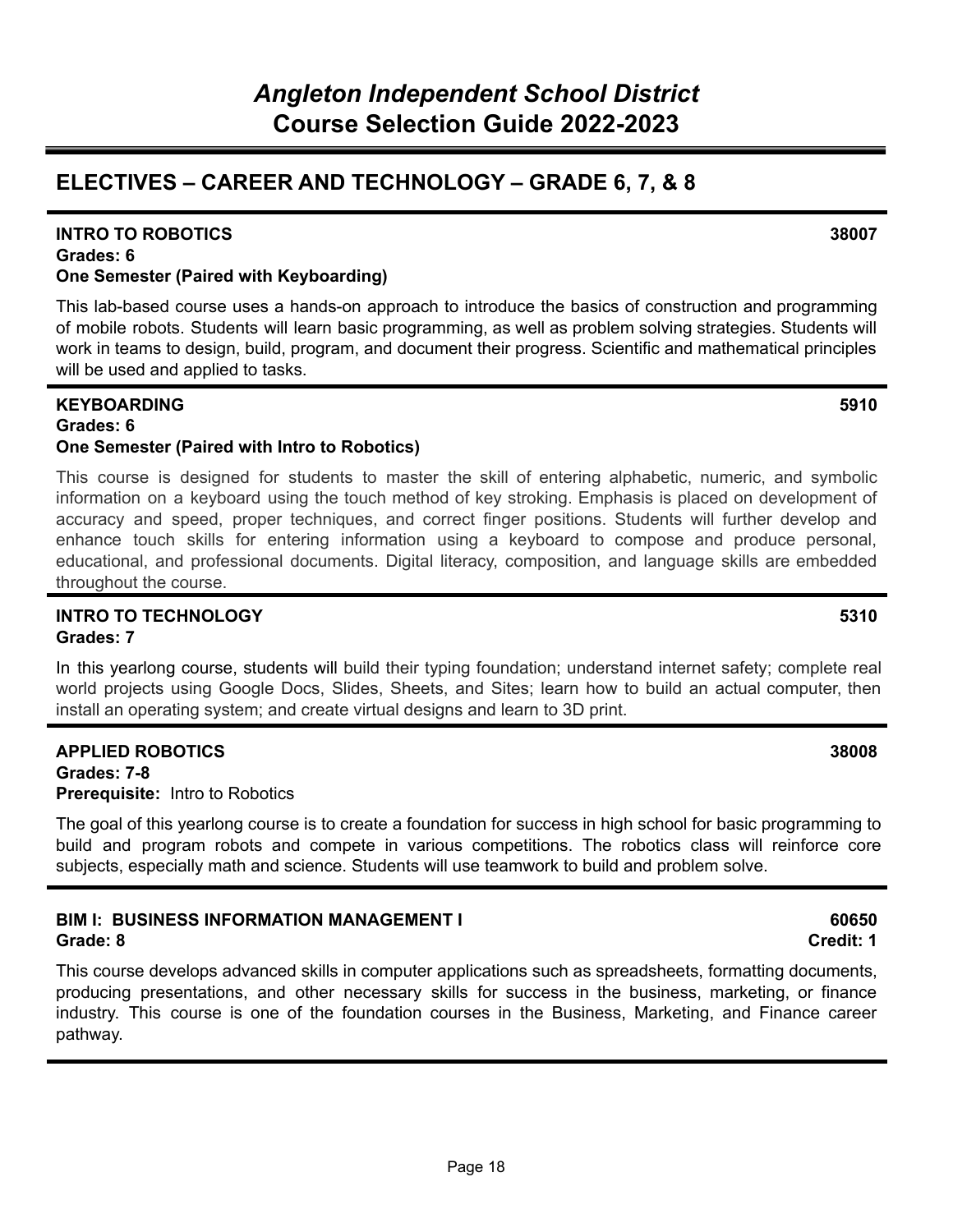## ELECTIVES – CAREER AND TECHNOLOGY – GRADE 6, 7, & 8

### INTRO TO ROBOTICS — 38007

**Grades: 6**
**One Semester (Paired with Keyboarding)**

This lab-based course uses a hands-on approach to introduce the basics of construction and programming of mobile robots. Students will learn basic programming, as well as problem solving strategies. Students will work in teams to design, build, program, and document their progress. Scientific and mathematical principles will be used and applied to tasks.

### KEYBOARDING — 5910

**Grades: 6**
**One Semester (Paired with Intro to Robotics)**

This course is designed for students to master the skill of entering alphabetic, numeric, and symbolic information on a keyboard using the touch method of key stroking. Emphasis is placed on development of accuracy and speed, proper techniques, and correct finger positions. Students will further develop and enhance touch skills for entering information using a keyboard to compose and produce personal, educational, and professional documents. Digital literacy, composition, and language skills are embedded throughout the course.

### INTRO TO TECHNOLOGY — 5310

**Grades: 7**

In this yearlong course, students will build their typing foundation; understand internet safety; complete real world projects using Google Docs, Slides, Sheets, and Sites; learn how to build an actual computer, then install an operating system; and create virtual designs and learn to 3D print.

### APPLIED ROBOTICS — 38008

**Grades: 7-8**
**Prerequisite:** Intro to Robotics

The goal of this yearlong course is to create a foundation for success in high school for basic programming to build and program robots and compete in various competitions. The robotics class will reinforce core subjects, especially math and science. Students will use teamwork to build and problem solve.

### BIM I: BUSINESS INFORMATION MANAGEMENT I — 60650

**Grade: 8**
**Credit: 1**

This course develops advanced skills in computer applications such as spreadsheets, formatting documents, producing presentations, and other necessary skills for success in the business, marketing, or finance industry. This course is one of the foundation courses in the Business, Marketing, and Finance career pathway.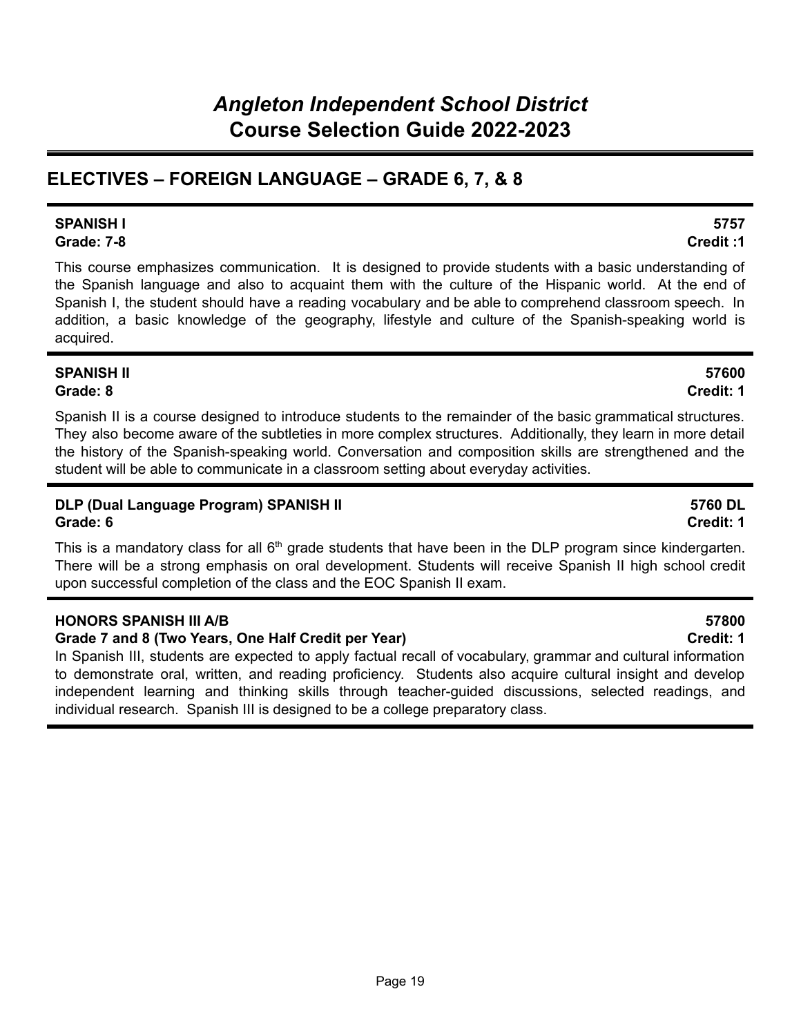# *Angleton Independent School District*
# Course Selection Guide 2022-2023

## ELECTIVES – FOREIGN LANGUAGE – GRADE 6, 7, & 8

**SPANISH I** — **5757**
**Grade: 7-8** — **Credit :1**

This course emphasizes communication. It is designed to provide students with a basic understanding of the Spanish language and also to acquaint them with the culture of the Hispanic world. At the end of Spanish I, the student should have a reading vocabulary and be able to comprehend classroom speech. In addition, a basic knowledge of the geography, lifestyle and culture of the Spanish-speaking world is acquired.

**SPANISH II** — **57600**
**Grade: 8** — **Credit: 1**

Spanish II is a course designed to introduce students to the remainder of the basic grammatical structures. They also become aware of the subtleties in more complex structures. Additionally, they learn in more detail the history of the Spanish-speaking world. Conversation and composition skills are strengthened and the student will be able to communicate in a classroom setting about everyday activities.

**DLP (Dual Language Program) SPANISH II** — **5760 DL**
**Grade: 6** — **Credit: 1**

This is a mandatory class for all 6th grade students that have been in the DLP program since kindergarten. There will be a strong emphasis on oral development. Students will receive Spanish II high school credit upon successful completion of the class and the EOC Spanish II exam.

**HONORS SPANISH III A/B** — **57800**
**Grade 7 and 8 (Two Years, One Half Credit per Year)** — **Credit: 1**

In Spanish III, students are expected to apply factual recall of vocabulary, grammar and cultural information to demonstrate oral, written, and reading proficiency. Students also acquire cultural insight and develop independent learning and thinking skills through teacher-guided discussions, selected readings, and individual research. Spanish III is designed to be a college preparatory class.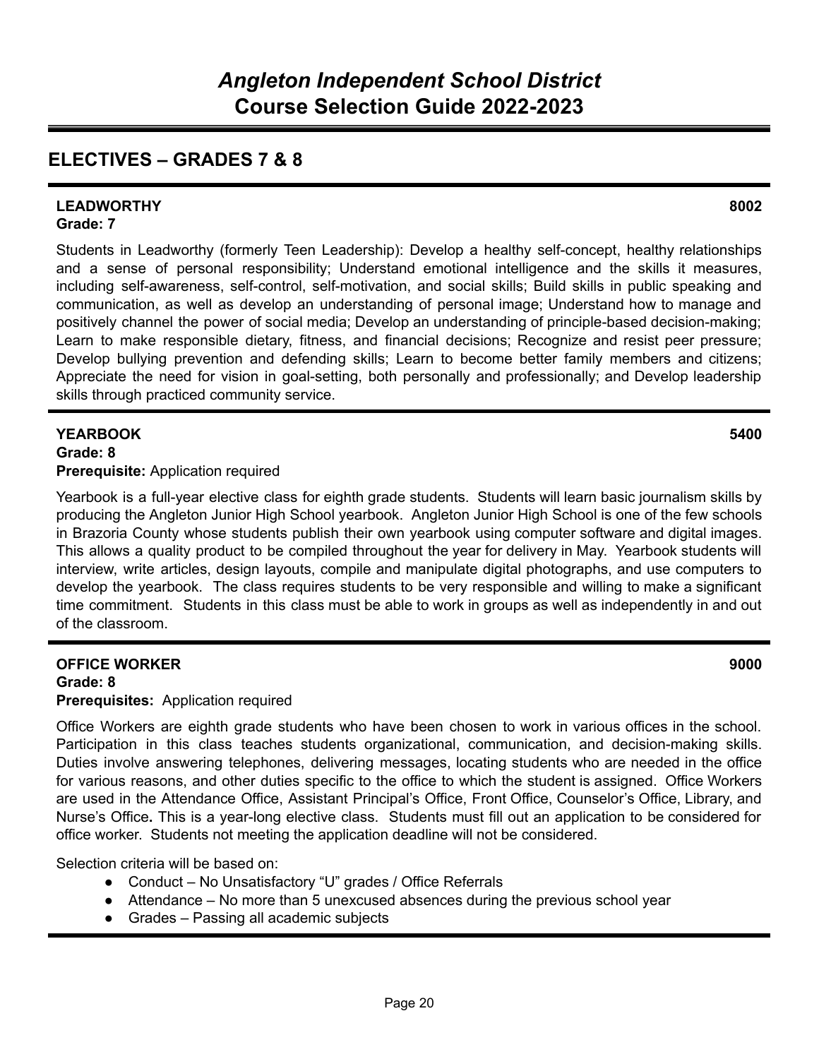## ELECTIVES – GRADES 7 & 8

**LEADWORTHY** **8002**
**Grade: 7**

Students in Leadworthy (formerly Teen Leadership): Develop a healthy self-concept, healthy relationships and a sense of personal responsibility; Understand emotional intelligence and the skills it measures, including self-awareness, self-control, self-motivation, and social skills; Build skills in public speaking and communication, as well as develop an understanding of personal image; Understand how to manage and positively channel the power of social media; Develop an understanding of principle-based decision-making; Learn to make responsible dietary, fitness, and financial decisions; Recognize and resist peer pressure; Develop bullying prevention and defending skills; Learn to become better family members and citizens; Appreciate the need for vision in goal-setting, both personally and professionally; and Develop leadership skills through practiced community service.

---

**YEARBOOK** **5400**
**Grade: 8**
**Prerequisite:** Application required

Yearbook is a full-year elective class for eighth grade students. Students will learn basic journalism skills by producing the Angleton Junior High School yearbook. Angleton Junior High School is one of the few schools in Brazoria County whose students publish their own yearbook using computer software and digital images. This allows a quality product to be compiled throughout the year for delivery in May. Yearbook students will interview, write articles, design layouts, compile and manipulate digital photographs, and use computers to develop the yearbook. The class requires students to be very responsible and willing to make a significant time commitment. Students in this class must be able to work in groups as well as independently in and out of the classroom.

---

**OFFICE WORKER** **9000**
**Grade: 8**
**Prerequisites:** Application required

Office Workers are eighth grade students who have been chosen to work in various offices in the school. Participation in this class teaches students organizational, communication, and decision-making skills. Duties involve answering telephones, delivering messages, locating students who are needed in the office for various reasons, and other duties specific to the office to which the student is assigned. Office Workers are used in the Attendance Office, Assistant Principal's Office, Front Office, Counselor's Office, Library, and Nurse's Office**.** This is a year-long elective class. Students must fill out an application to be considered for office worker. Students not meeting the application deadline will not be considered.

Selection criteria will be based on:

- Conduct – No Unsatisfactory "U" grades / Office Referrals
- Attendance – No more than 5 unexcused absences during the previous school year
- Grades – Passing all academic subjects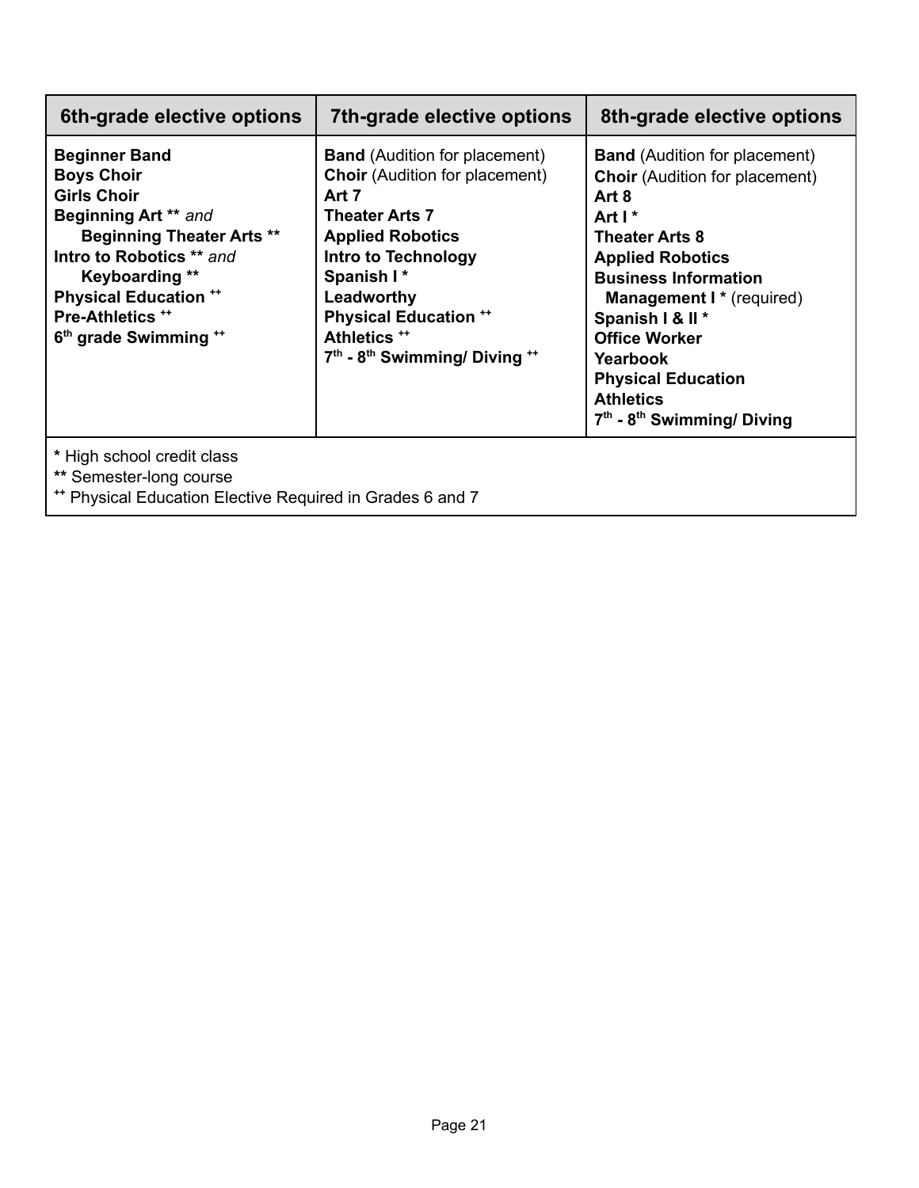| 6th-grade elective options | 7th-grade elective options | 8th-grade elective options |
|---|---|---|
| **Beginner Band**<br>**Boys Choir**<br>**Girls Choir**<br>**Beginning Art** ** *and*<br>**Beginning Theater Arts** **<br>**Intro to Robotics** ** *and*<br>**Keyboarding** **<br>**Physical Education** ++<br>**Pre-Athletics** ++<br>**6th grade Swimming** ++ | **Band** (Audition for placement)<br>**Choir** (Audition for placement)<br>**Art 7**<br>**Theater Arts 7**<br>**Applied Robotics**<br>**Intro to Technology**<br>**Spanish I** *<br>**Leadworthy**<br>**Physical Education** ++<br>**Athletics** ++<br>**7th - 8th Swimming/ Diving** ++ | **Band** (Audition for placement)<br>**Choir** (Audition for placement)<br>**Art 8**<br>**Art I** *<br>**Theater Arts 8**<br>**Applied Robotics**<br>**Business Information Management I** * (required)<br>**Spanish I & II** *<br>**Office Worker**<br>**Yearbook**<br>**Physical Education**<br>**Athletics**<br>**7th - 8th Swimming/ Diving** |

\* High school credit class
** Semester-long course
++ Physical Education Elective Required in Grades 6 and 7